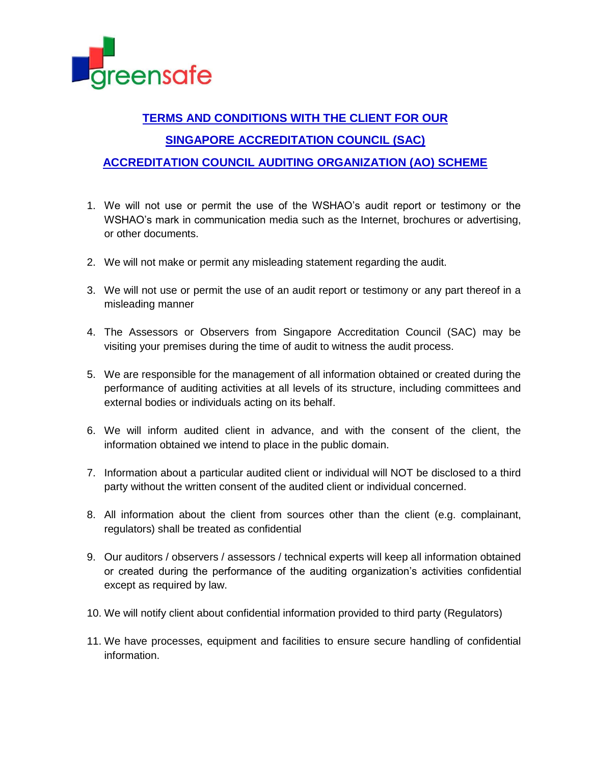greensafe

# TERMS AND CONDITIONS WITH THE CLIENT FOR OUR SINGAPORE ACCREDITATION COUNCIL (SAC) ACCREDITATION COUNCIL AUDITING ORGANIZATION (AO) SCHEME

1. We will not use or permit the use of the WSHAO's audit report or testimony or the WSHAO's mark in communication media such as the Internet, brochures or advertising, or other documents.

2. We will not make or permit any misleading statement regarding the audit.

3. We will not use or permit the use of an audit report or testimony or any part thereof in a misleading manner

4. The Assessors or Observers from Singapore Accreditation Council (SAC) may be visiting your premises during the time of audit to witness the audit process.

5. We are responsible for the management of all information obtained or created during the performance of auditing activities at all levels of its structure, including committees and external bodies or individuals acting on its behalf.

6. We will inform audited client in advance, and with the consent of the client, the information obtained we intend to place in the public domain.

7. Information about a particular audited client or individual will NOT be disclosed to a third party without the written consent of the audited client or individual concerned.

8. All information about the client from sources other than the client (e.g. complainant, regulators) shall be treated as confidential

9. Our auditors / observers / assessors / technical experts will keep all information obtained or created during the performance of the auditing organization's activities confidential except as required by law.

10. We will notify client about confidential information provided to third party (Regulators)

11. We have processes, equipment and facilities to ensure secure handling of confidential information.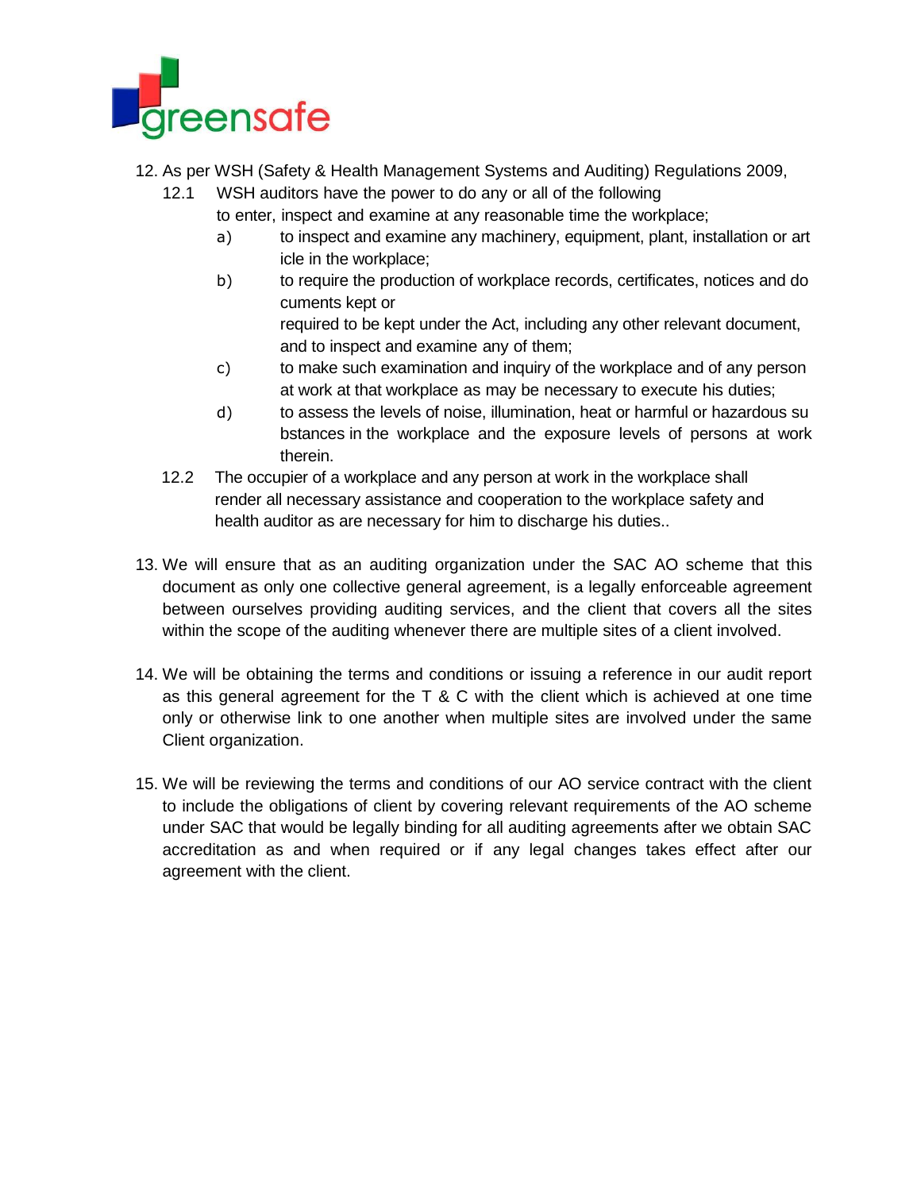12. As per WSH (Safety & Health Management Systems and Auditing) Regulations 2009,
    12.1 WSH auditors have the power to do any or all of the following
    to enter, inspect and examine at any reasonable time the workplace;
    a) to inspect and examine any machinery, equipment, plant, installation or article in the workplace;
    b) to require the production of workplace records, certificates, notices and documents kept or
    required to be kept under the Act, including any other relevant document, and to inspect and examine any of them;
    c) to make such examination and inquiry of the workplace and of any person at work at that workplace as may be necessary to execute his duties;
    d) to assess the levels of noise, illumination, heat or harmful or hazardous substances in the workplace and the exposure levels of persons at work therein.

    12.2 The occupier of a workplace and any person at work in the workplace shall render all necessary assistance and cooperation to the workplace safety and health auditor as are necessary for him to discharge his duties..

13. We will ensure that as an auditing organization under the SAC AO scheme that this document as only one collective general agreement, is a legally enforceable agreement between ourselves providing auditing services, and the client that covers all the sites within the scope of the auditing whenever there are multiple sites of a client involved.

14. We will be obtaining the terms and conditions or issuing a reference in our audit report as this general agreement for the T & C with the client which is achieved at one time only or otherwise link to one another when multiple sites are involved under the same Client organization.

15. We will be reviewing the terms and conditions of our AO service contract with the client to include the obligations of client by covering relevant requirements of the AO scheme under SAC that would be legally binding for all auditing agreements after we obtain SAC accreditation as and when required or if any legal changes takes effect after our agreement with the client.